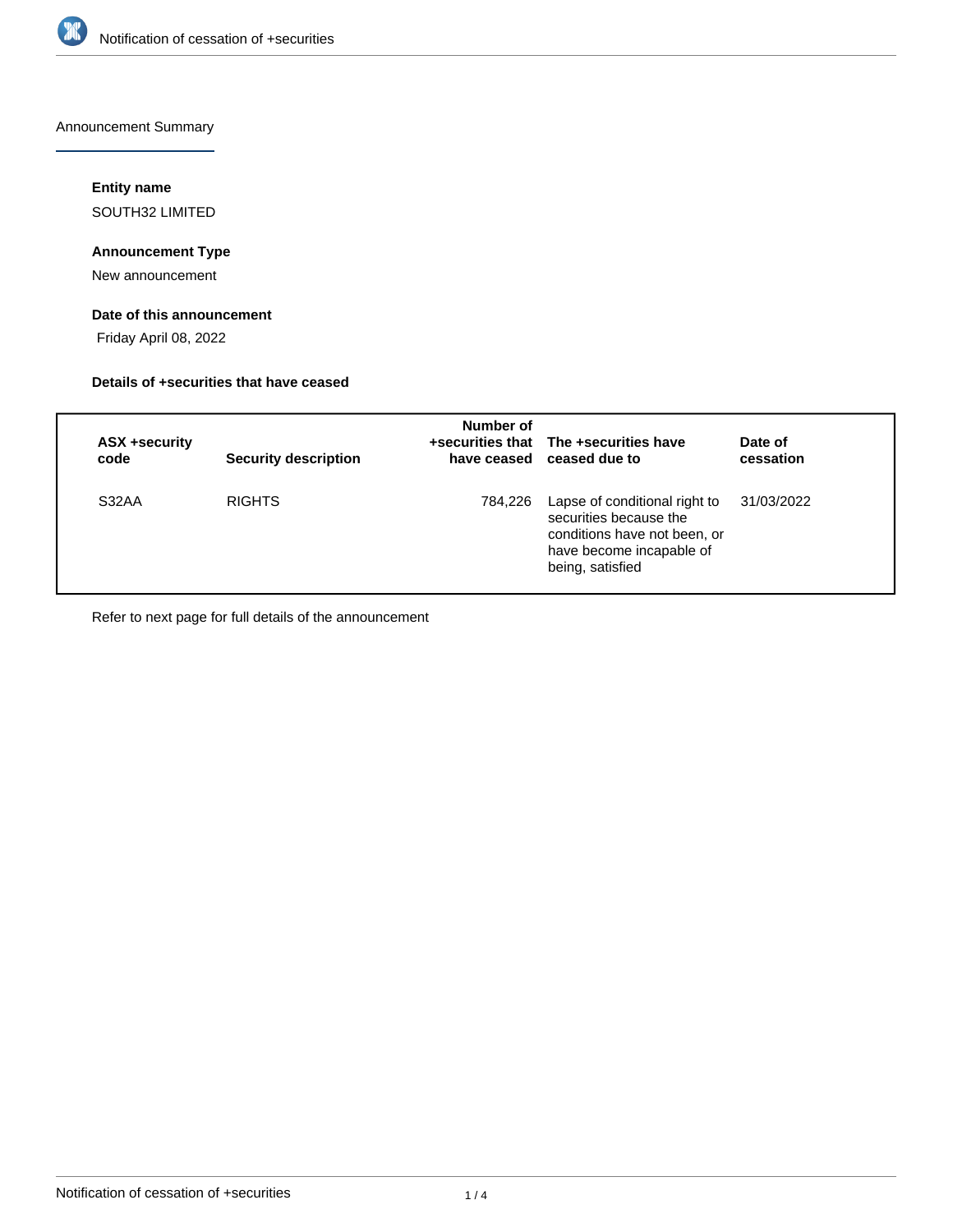Announcement Summary

**Entity name**

SOUTH32 LIMITED

**Announcement Type**

New announcement

**Date of this announcement**

Friday April 08, 2022

**Details of +securities that have ceased**

| ASX +security code | Security description | Number of +securities that have ceased | The +securities have ceased due to | Date of cessation |
| --- | --- | --- | --- | --- |
| S32AA | RIGHTS | 784,226 | Lapse of conditional right to securities because the conditions have not been, or have become incapable of being, satisfied | 31/03/2022 |

Refer to next page for full details of the announcement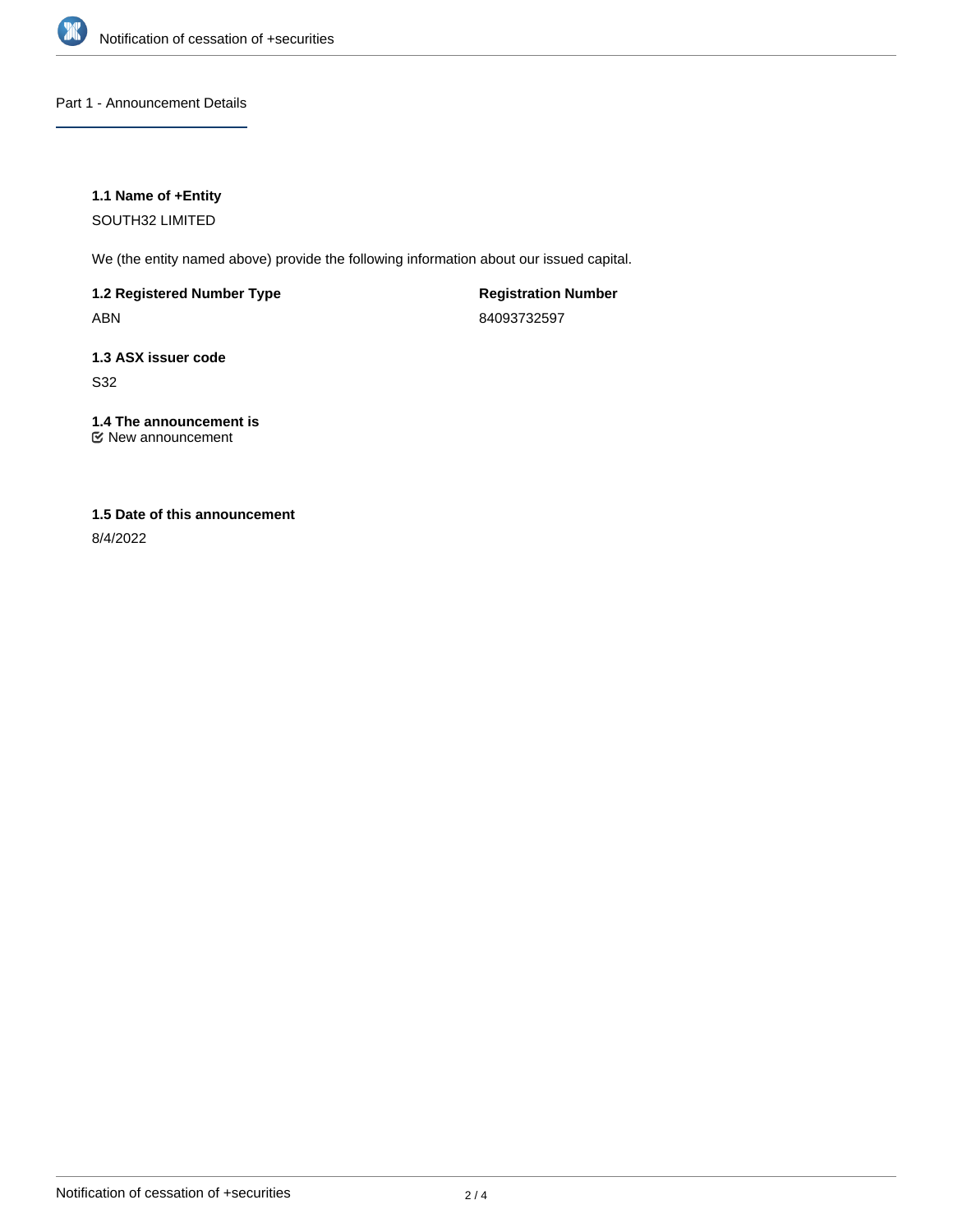## Part 1 - Announcement Details

### 1.1 Name of +Entity

SOUTH32 LIMITED

We (the entity named above) provide the following information about our issued capital.

**1.2 Registered Number Type**

ABN

**Registration Number**

84093732597

### 1.3 ASX issuer code

S32

### 1.4 The announcement is

☑ New announcement

### 1.5 Date of this announcement

8/4/2022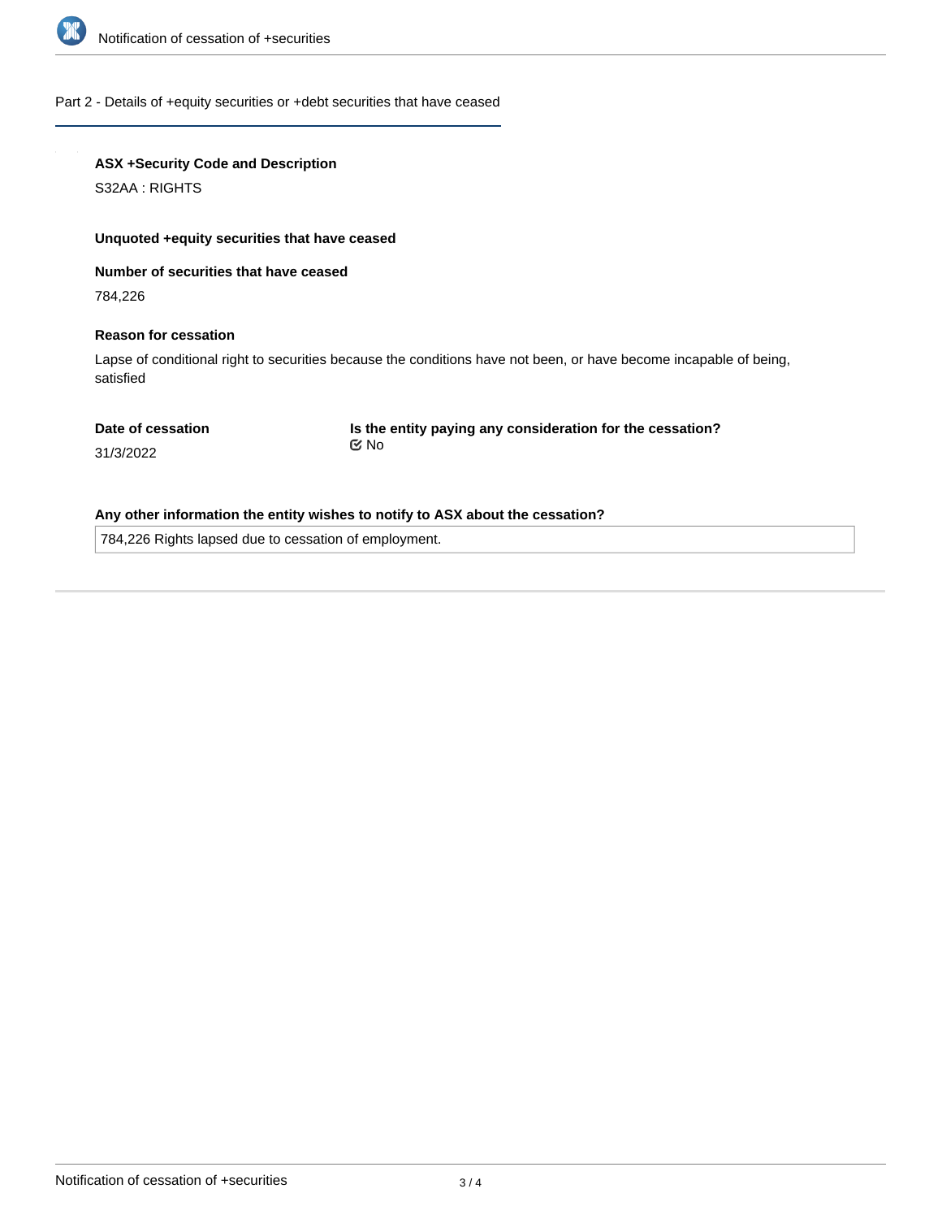## Part 2 - Details of +equity securities or +debt securities that have ceased

**ASX +Security Code and Description**

S32AA : RIGHTS

**Unquoted +equity securities that have ceased**

**Number of securities that have ceased**

784,226

**Reason for cessation**

Lapse of conditional right to securities because the conditions have not been, or have become incapable of being, satisfied

**Date of cessation**

31/3/2022

**Is the entity paying any consideration for the cessation?**

No

**Any other information the entity wishes to notify to ASX about the cessation?**

784,226 Rights lapsed due to cessation of employment.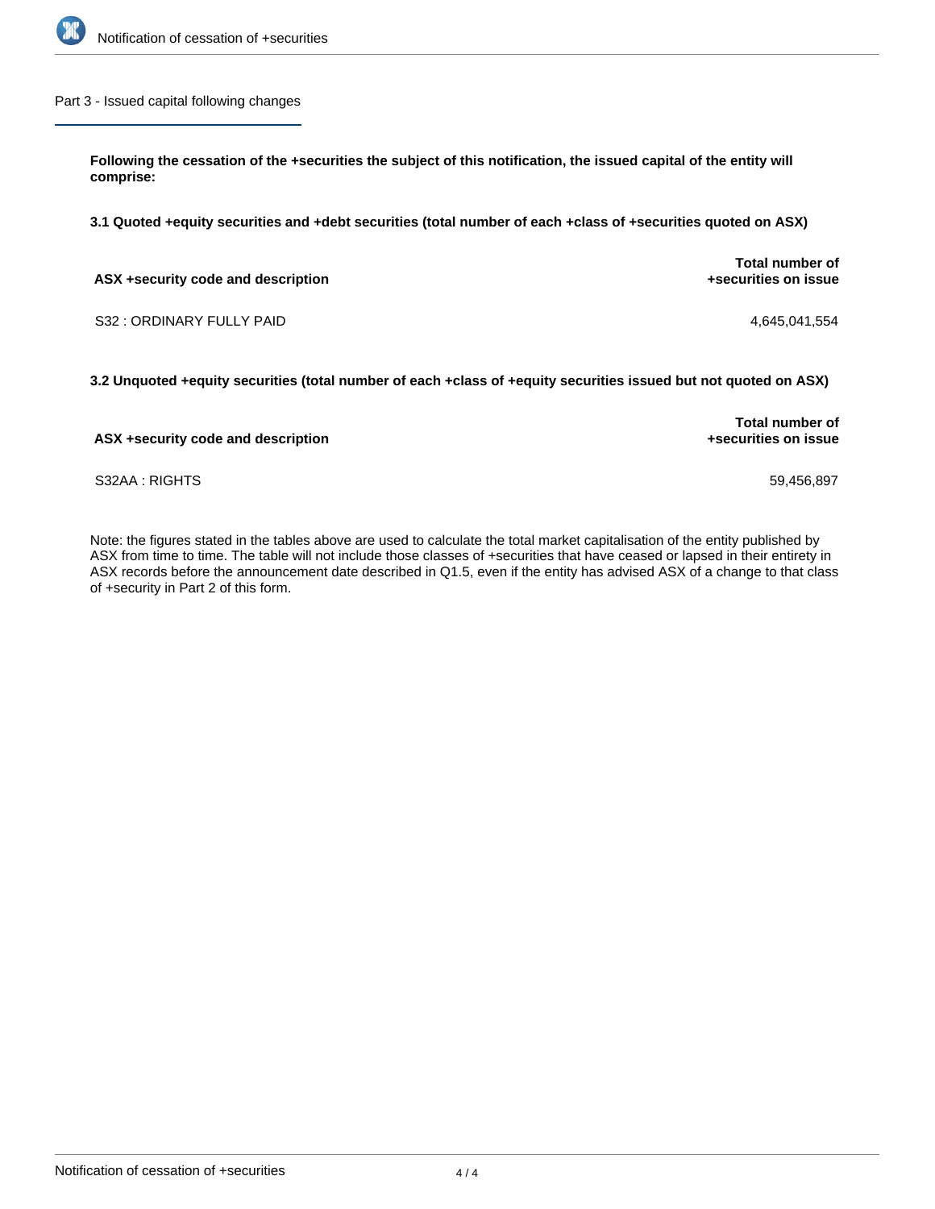## Part 3 - Issued capital following changes

**Following the cessation of the +securities the subject of this notification, the issued capital of the entity will comprise:**

**3.1 Quoted +equity securities and +debt securities (total number of each +class of +securities quoted on ASX)**

| ASX +security code and description | Total number of +securities on issue |
| --- | --- |
| S32 : ORDINARY FULLY PAID | 4,645,041,554 |

**3.2 Unquoted +equity securities (total number of each +class of +equity securities issued but not quoted on ASX)**

| ASX +security code and description | Total number of +securities on issue |
| --- | --- |
| S32AA : RIGHTS | 59,456,897 |

Note: the figures stated in the tables above are used to calculate the total market capitalisation of the entity published by ASX from time to time. The table will not include those classes of +securities that have ceased or lapsed in their entirety in ASX records before the announcement date described in Q1.5, even if the entity has advised ASX of a change to that class of +security in Part 2 of this form.